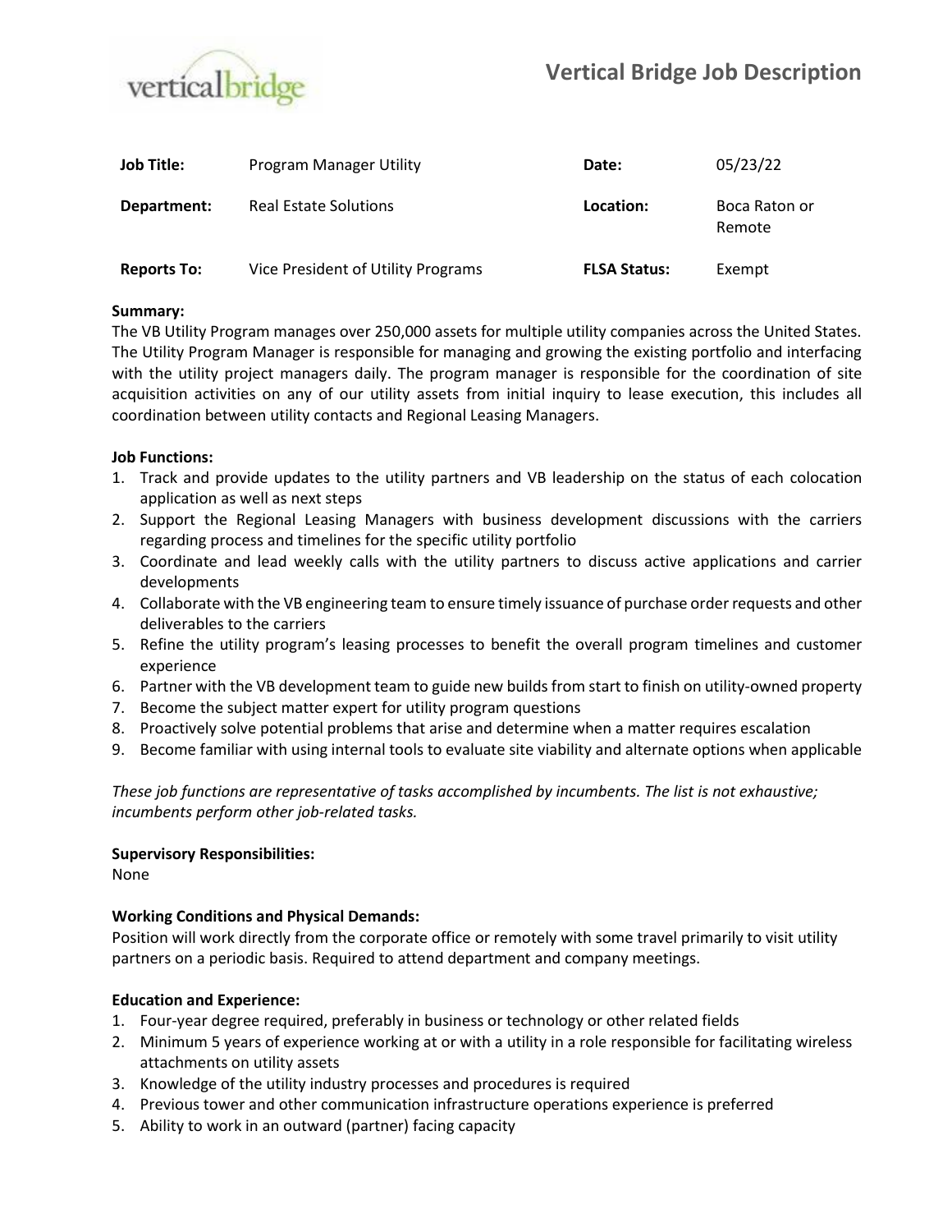# Vertical Bridge Job Description

| | | | |
|---|---|---|---|
| **Job Title:** | Program Manager Utility | **Date:** | 05/23/22 |
| **Department:** | Real Estate Solutions | **Location:** | Boca Raton or Remote |
| **Reports To:** | Vice President of Utility Programs | **FLSA Status:** | Exempt |

**Summary:**
The VB Utility Program manages over 250,000 assets for multiple utility companies across the United States. The Utility Program Manager is responsible for managing and growing the existing portfolio and interfacing with the utility project managers daily. The program manager is responsible for the coordination of site acquisition activities on any of our utility assets from initial inquiry to lease execution, this includes all coordination between utility contacts and Regional Leasing Managers.

**Job Functions:**

1. Track and provide updates to the utility partners and VB leadership on the status of each colocation application as well as next steps
2. Support the Regional Leasing Managers with business development discussions with the carriers regarding process and timelines for the specific utility portfolio
3. Coordinate and lead weekly calls with the utility partners to discuss active applications and carrier developments
4. Collaborate with the VB engineering team to ensure timely issuance of purchase order requests and other deliverables to the carriers
5. Refine the utility program's leasing processes to benefit the overall program timelines and customer experience
6. Partner with the VB development team to guide new builds from start to finish on utility-owned property
7. Become the subject matter expert for utility program questions
8. Proactively solve potential problems that arise and determine when a matter requires escalation
9. Become familiar with using internal tools to evaluate site viability and alternate options when applicable

*These job functions are representative of tasks accomplished by incumbents. The list is not exhaustive; incumbents perform other job-related tasks.*

**Supervisory Responsibilities:**
None

**Working Conditions and Physical Demands:**
Position will work directly from the corporate office or remotely with some travel primarily to visit utility partners on a periodic basis. Required to attend department and company meetings.

**Education and Experience:**

1. Four-year degree required, preferably in business or technology or other related fields
2. Minimum 5 years of experience working at or with a utility in a role responsible for facilitating wireless attachments on utility assets
3. Knowledge of the utility industry processes and procedures is required
4. Previous tower and other communication infrastructure operations experience is preferred
5. Ability to work in an outward (partner) facing capacity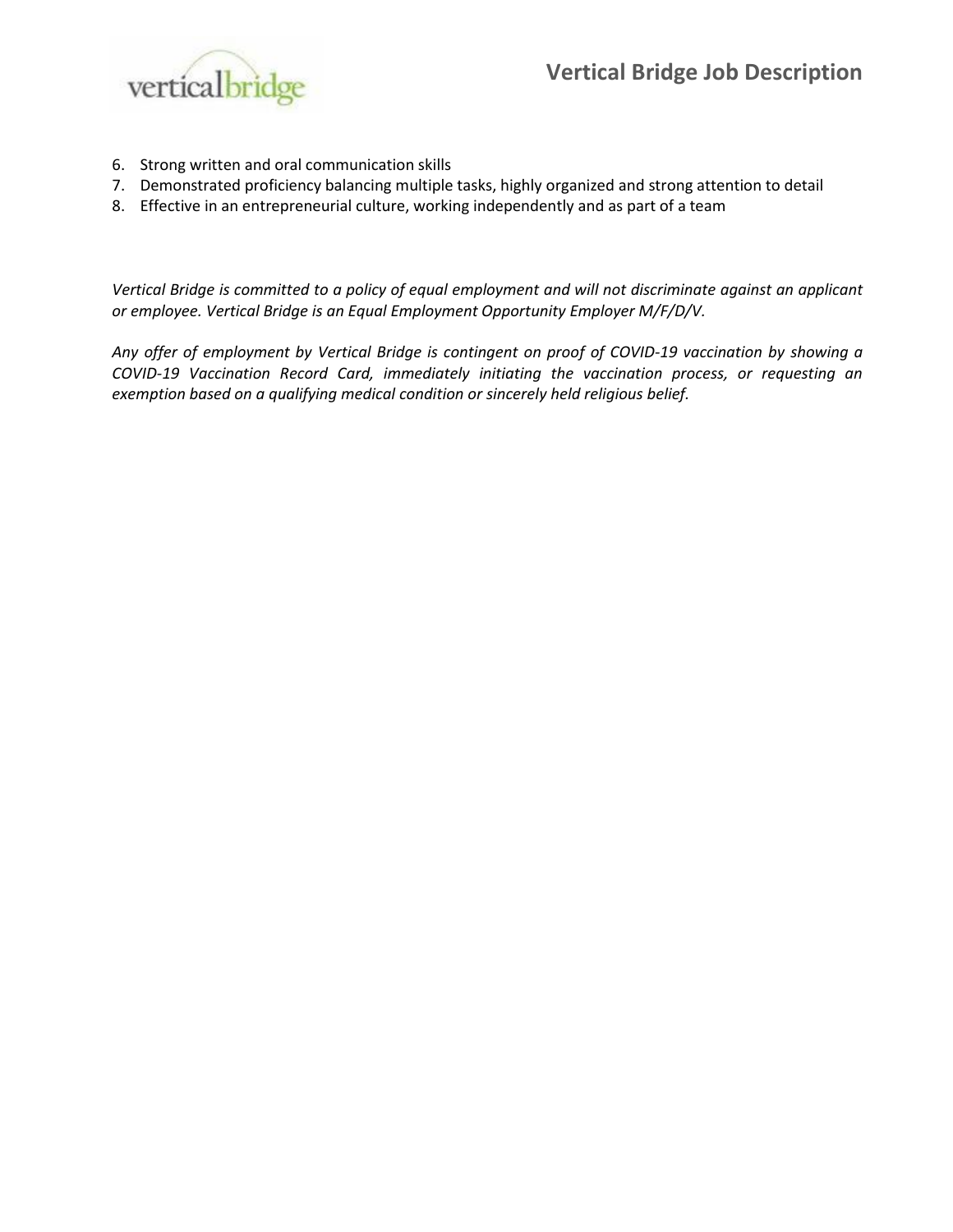6. Strong written and oral communication skills
7. Demonstrated proficiency balancing multiple tasks, highly organized and strong attention to detail
8. Effective in an entrepreneurial culture, working independently and as part of a team

*Vertical Bridge is committed to a policy of equal employment and will not discriminate against an applicant or employee. Vertical Bridge is an Equal Employment Opportunity Employer M/F/D/V.*

*Any offer of employment by Vertical Bridge is contingent on proof of COVID-19 vaccination by showing a COVID-19 Vaccination Record Card, immediately initiating the vaccination process, or requesting an exemption based on a qualifying medical condition or sincerely held religious belief.*